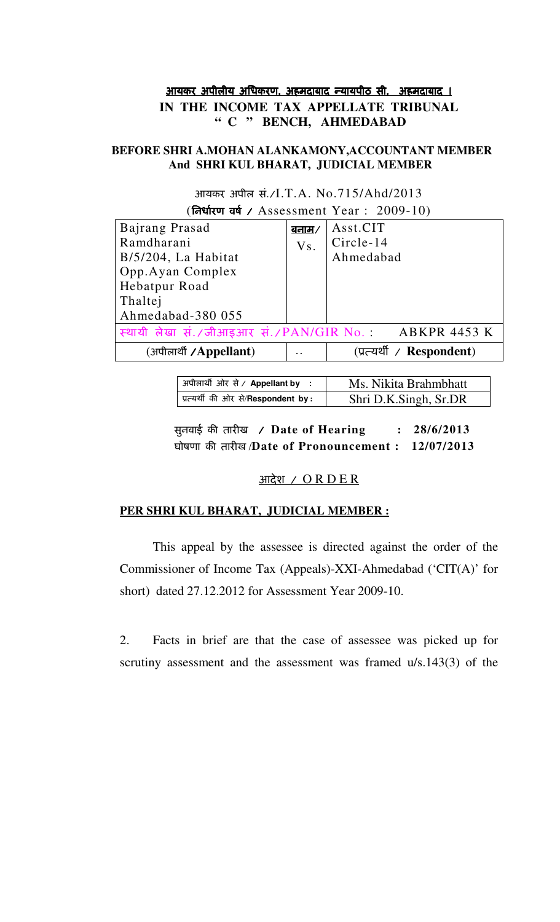**आयकर अपीलीय अधिकरण, अहमदाबाद न्यायपीठ सी, अहमदाबाद ।**

**IN THE INCOME TAX APPELLATE TRIBUNAL**
**" C " BENCH, AHMEDABAD**

**BEFORE SHRI A.MOHAN ALANKAMONY,ACCOUNTANT MEMBER**
**And SHRI KUL BHARAT, JUDICIAL MEMBER**

आयकर अपील सं./I.T.A. No.715/Ahd/2013
(**निर्धारण वर्ष** / Assessment Year : 2009-10)

| | | |
|---|---|---|
| Bajrang Prasad<br>Ramdharani<br>B/5/204, La Habitat<br>Opp.Ayan Complex<br>Hebatpur Road<br>Thaltej<br>Ahmedabad-380 055 | बनाम/<br>Vs. | Asst.CIT<br>Circle-14<br>Ahmedabad |
| स्थायी लेखा सं./जीआइआर सं./PAN/GIR No. : ABKPR 4453 K | | |
| (अपीलार्थी /**Appellant**) | .. | (प्रत्यर्थी / **Respondent**) |

| | |
|---|---|
| अपीलार्थी ओर से / **Appellant by** : | Ms. Nikita Brahmbhatt |
| प्रत्यर्थी की ओर से/**Respondent by**: | Shri D.K.Singh, Sr.DR |

सुनवाई की तारीख / **Date of Hearing : 28/6/2013**
घोषणा की तारीख /**Date of Pronouncement : 12/07/2013**

आदेश / O R D E R

**PER SHRI KUL BHARAT, JUDICIAL MEMBER :**

This appeal by the assessee is directed against the order of the Commissioner of Income Tax (Appeals)-XXI-Ahmedabad ('CIT(A)' for short) dated 27.12.2012 for Assessment Year 2009-10.

2. Facts in brief are that the case of assessee was picked up for scrutiny assessment and the assessment was framed u/s.143(3) of the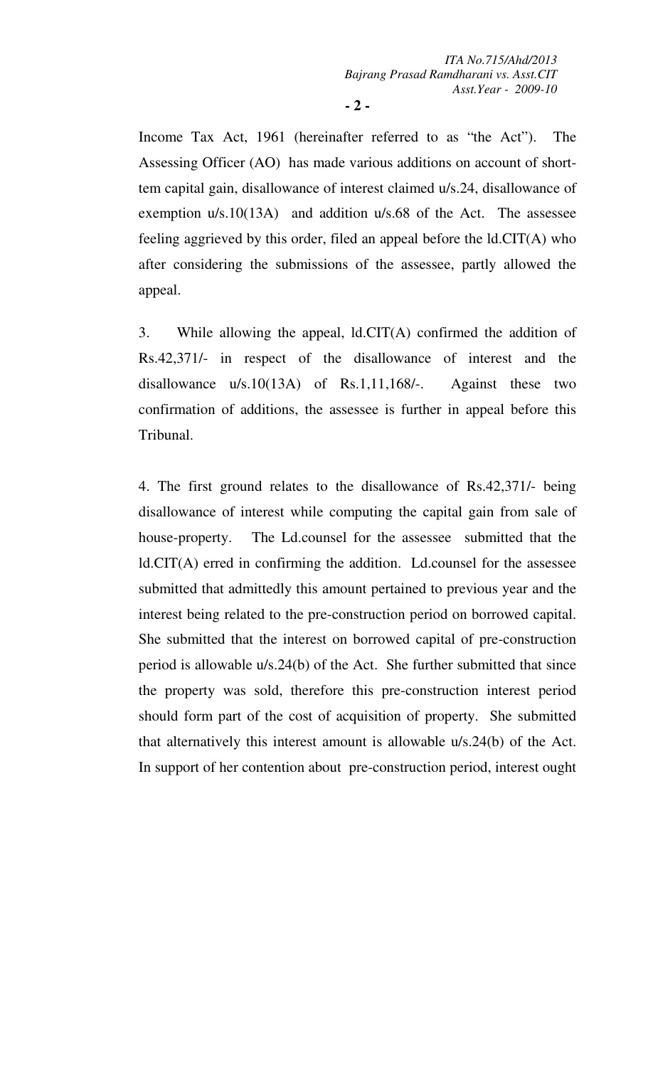Income Tax Act, 1961 (hereinafter referred to as "the Act"). The Assessing Officer (AO) has made various additions on account of short-tem capital gain, disallowance of interest claimed u/s.24, disallowance of exemption u/s.10(13A) and addition u/s.68 of the Act. The assessee feeling aggrieved by this order, filed an appeal before the ld.CIT(A) who after considering the submissions of the assessee, partly allowed the appeal.

3. While allowing the appeal, ld.CIT(A) confirmed the addition of Rs.42,371/- in respect of the disallowance of interest and the disallowance u/s.10(13A) of Rs.1,11,168/-. Against these two confirmation of additions, the assessee is further in appeal before this Tribunal.

4. The first ground relates to the disallowance of Rs.42,371/- being disallowance of interest while computing the capital gain from sale of house-property. The Ld.counsel for the assessee submitted that the ld.CIT(A) erred in confirming the addition. Ld.counsel for the assessee submitted that admittedly this amount pertained to previous year and the interest being related to the pre-construction period on borrowed capital. She submitted that the interest on borrowed capital of pre-construction period is allowable u/s.24(b) of the Act. She further submitted that since the property was sold, therefore this pre-construction interest period should form part of the cost of acquisition of property. She submitted that alternatively this interest amount is allowable u/s.24(b) of the Act. In support of her contention about pre-construction period, interest ought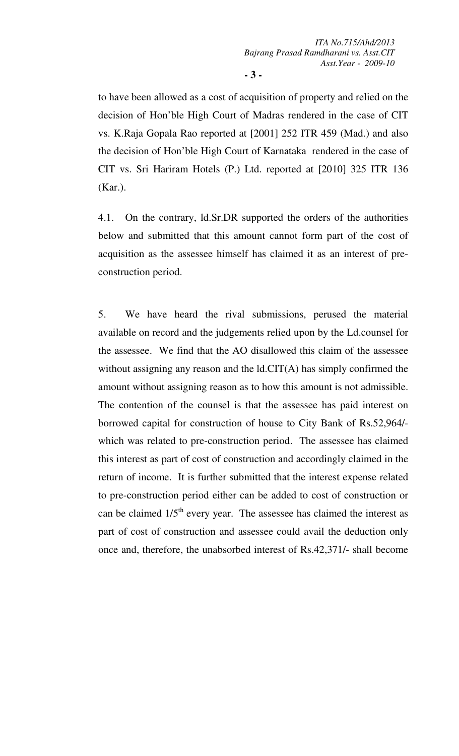to have been allowed as a cost of acquisition of property and relied on the decision of Hon'ble High Court of Madras rendered in the case of CIT vs. K.Raja Gopala Rao reported at [2001] 252 ITR 459 (Mad.) and also the decision of Hon'ble High Court of Karnataka rendered in the case of CIT vs. Sri Hariram Hotels (P.) Ltd. reported at [2010] 325 ITR 136 (Kar.).

4.1. On the contrary, ld.Sr.DR supported the orders of the authorities below and submitted that this amount cannot form part of the cost of acquisition as the assessee himself has claimed it as an interest of pre-construction period.

5. We have heard the rival submissions, perused the material available on record and the judgements relied upon by the Ld.counsel for the assessee. We find that the AO disallowed this claim of the assessee without assigning any reason and the ld.CIT(A) has simply confirmed the amount without assigning reason as to how this amount is not admissible. The contention of the counsel is that the assessee has paid interest on borrowed capital for construction of house to City Bank of Rs.52,964/- which was related to pre-construction period. The assessee has claimed this interest as part of cost of construction and accordingly claimed in the return of income. It is further submitted that the interest expense related to pre-construction period either can be added to cost of construction or can be claimed 1/5$^{th}$ every year. The assessee has claimed the interest as part of cost of construction and assessee could avail the deduction only once and, therefore, the unabsorbed interest of Rs.42,371/- shall become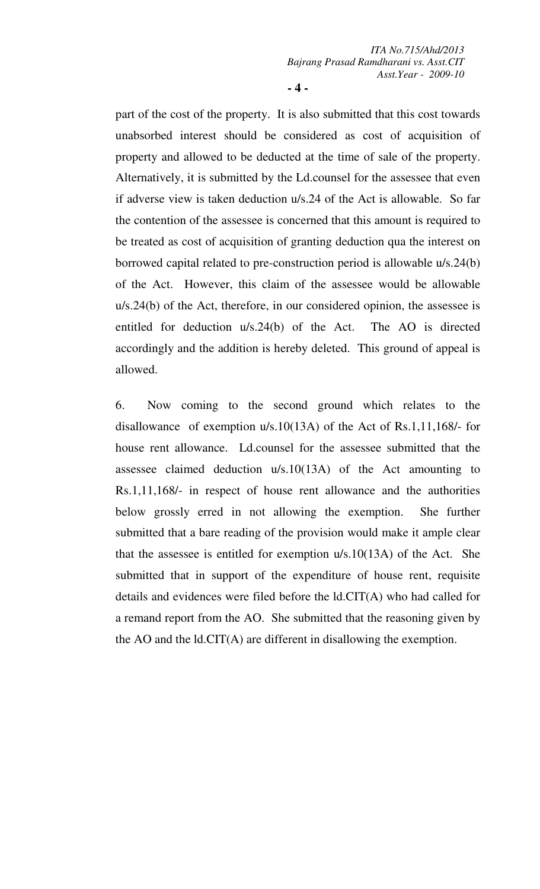part of the cost of the property. It is also submitted that this cost towards unabsorbed interest should be considered as cost of acquisition of property and allowed to be deducted at the time of sale of the property. Alternatively, it is submitted by the Ld.counsel for the assessee that even if adverse view is taken deduction u/s.24 of the Act is allowable. So far the contention of the assessee is concerned that this amount is required to be treated as cost of acquisition of granting deduction qua the interest on borrowed capital related to pre-construction period is allowable u/s.24(b) of the Act. However, this claim of the assessee would be allowable u/s.24(b) of the Act, therefore, in our considered opinion, the assessee is entitled for deduction u/s.24(b) of the Act. The AO is directed accordingly and the addition is hereby deleted. This ground of appeal is allowed.

6. Now coming to the second ground which relates to the disallowance of exemption u/s.10(13A) of the Act of Rs.1,11,168/- for house rent allowance. Ld.counsel for the assessee submitted that the assessee claimed deduction u/s.10(13A) of the Act amounting to Rs.1,11,168/- in respect of house rent allowance and the authorities below grossly erred in not allowing the exemption. She further submitted that a bare reading of the provision would make it ample clear that the assessee is entitled for exemption u/s.10(13A) of the Act. She submitted that in support of the expenditure of house rent, requisite details and evidences were filed before the ld.CIT(A) who had called for a remand report from the AO. She submitted that the reasoning given by the AO and the ld.CIT(A) are different in disallowing the exemption.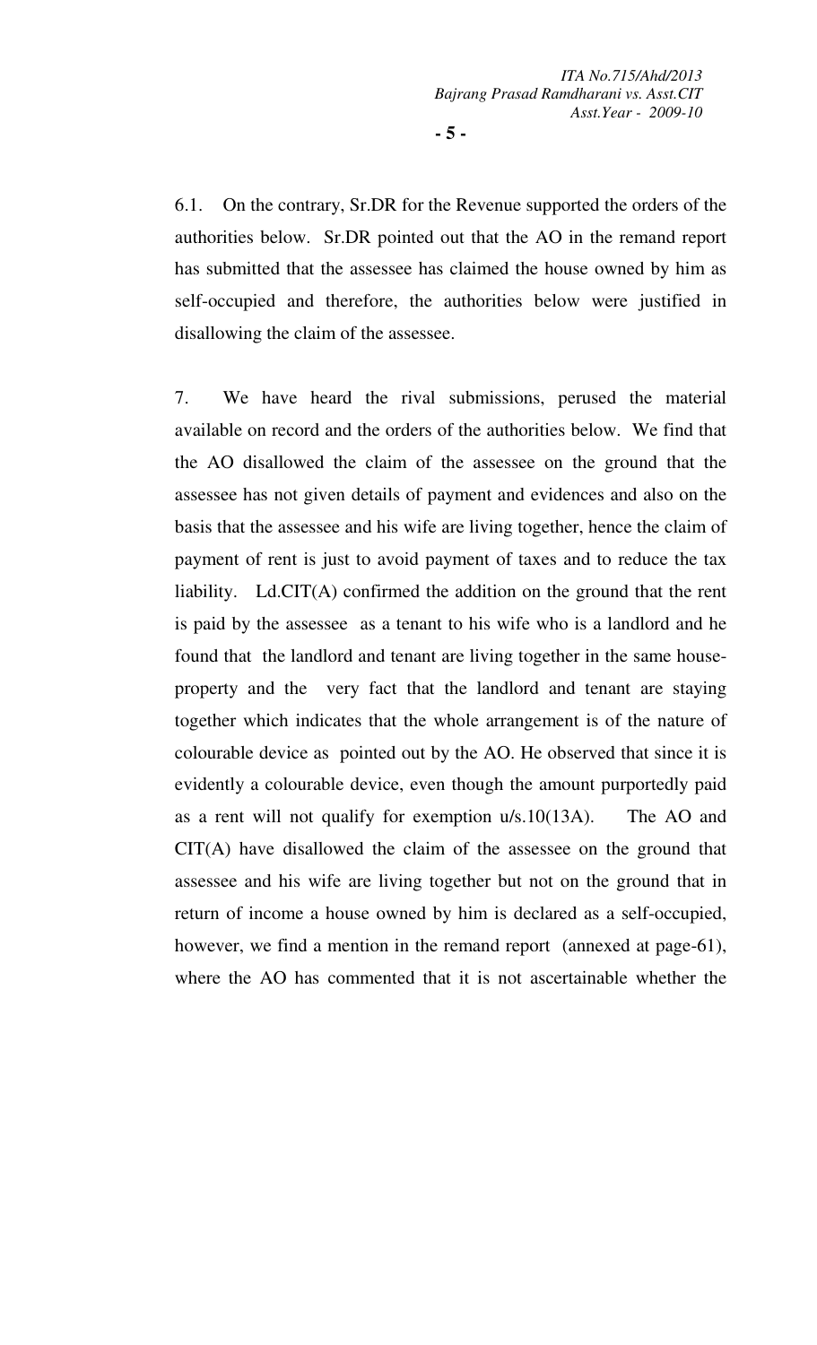6.1. On the contrary, Sr.DR for the Revenue supported the orders of the authorities below. Sr.DR pointed out that the AO in the remand report has submitted that the assessee has claimed the house owned by him as self-occupied and therefore, the authorities below were justified in disallowing the claim of the assessee.

7. We have heard the rival submissions, perused the material available on record and the orders of the authorities below. We find that the AO disallowed the claim of the assessee on the ground that the assessee has not given details of payment and evidences and also on the basis that the assessee and his wife are living together, hence the claim of payment of rent is just to avoid payment of taxes and to reduce the tax liability. Ld.CIT(A) confirmed the addition on the ground that the rent is paid by the assessee as a tenant to his wife who is a landlord and he found that the landlord and tenant are living together in the same house-property and the very fact that the landlord and tenant are staying together which indicates that the whole arrangement is of the nature of colourable device as pointed out by the AO. He observed that since it is evidently a colourable device, even though the amount purportedly paid as a rent will not qualify for exemption u/s.10(13A). The AO and CIT(A) have disallowed the claim of the assessee on the ground that assessee and his wife are living together but not on the ground that in return of income a house owned by him is declared as a self-occupied, however, we find a mention in the remand report (annexed at page-61), where the AO has commented that it is not ascertainable whether the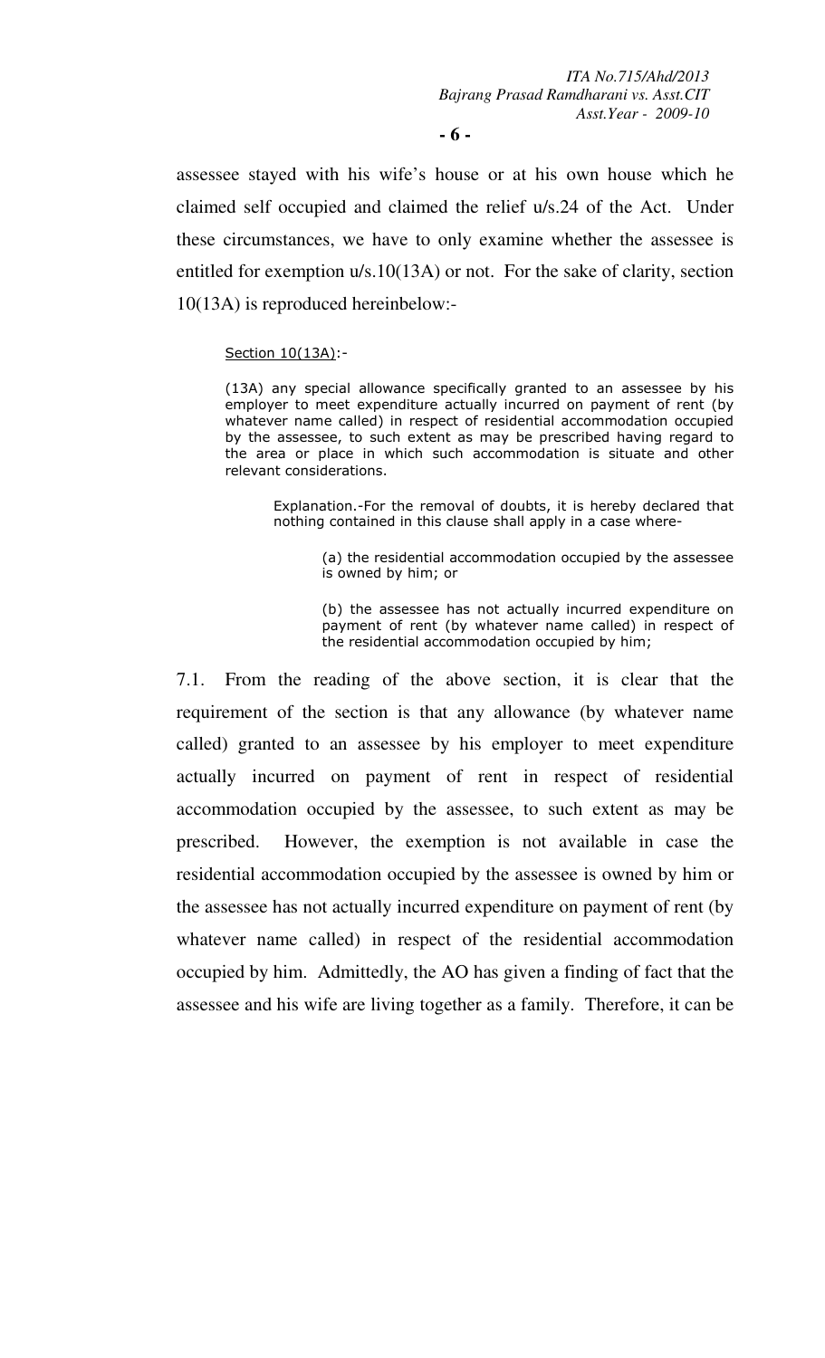assessee stayed with his wife's house or at his own house which he claimed self occupied and claimed the relief u/s.24 of the Act. Under these circumstances, we have to only examine whether the assessee is entitled for exemption u/s.10(13A) or not. For the sake of clarity, section 10(13A) is reproduced hereinbelow:-

> Section 10(13A):-
>
> (13A) any special allowance specifically granted to an assessee by his employer to meet expenditure actually incurred on payment of rent (by whatever name called) in respect of residential accommodation occupied by the assessee, to such extent as may be prescribed having regard to the area or place in which such accommodation is situate and other relevant considerations.
>
> > Explanation.-For the removal of doubts, it is hereby declared that nothing contained in this clause shall apply in a case where-
> >
> > > (a) the residential accommodation occupied by the assessee is owned by him; or
> > >
> > > (b) the assessee has not actually incurred expenditure on payment of rent (by whatever name called) in respect of the residential accommodation occupied by him;

7.1. From the reading of the above section, it is clear that the requirement of the section is that any allowance (by whatever name called) granted to an assessee by his employer to meet expenditure actually incurred on payment of rent in respect of residential accommodation occupied by the assessee, to such extent as may be prescribed. However, the exemption is not available in case the residential accommodation occupied by the assessee is owned by him or the assessee has not actually incurred expenditure on payment of rent (by whatever name called) in respect of the residential accommodation occupied by him. Admittedly, the AO has given a finding of fact that the assessee and his wife are living together as a family. Therefore, it can be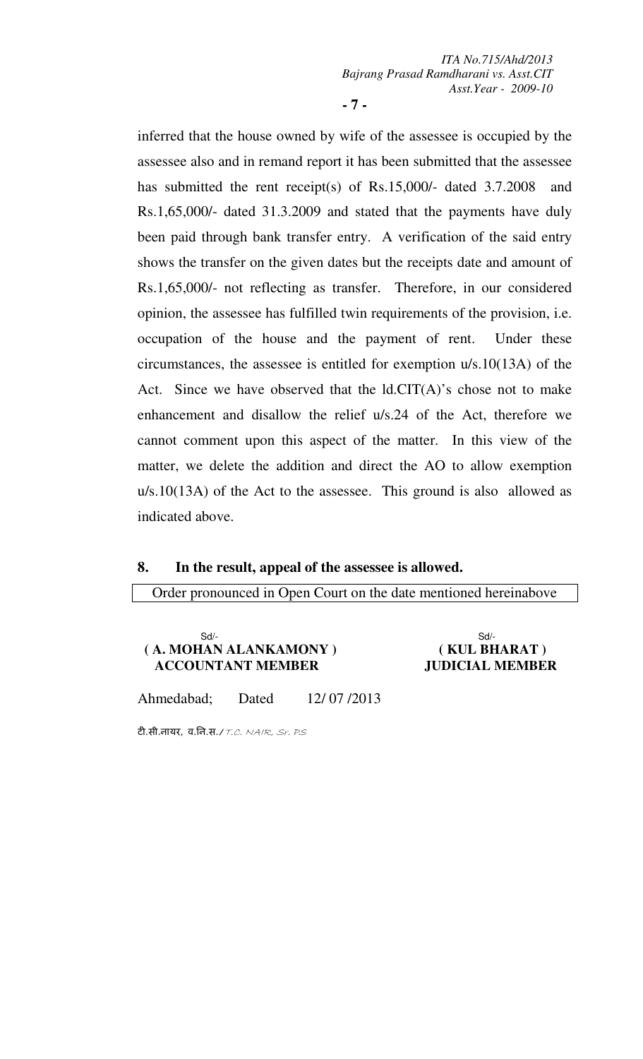inferred that the house owned by wife of the assessee is occupied by the assessee also and in remand report it has been submitted that the assessee has submitted the rent receipt(s) of Rs.15,000/- dated 3.7.2008 and Rs.1,65,000/- dated 31.3.2009 and stated that the payments have duly been paid through bank transfer entry. A verification of the said entry shows the transfer on the given dates but the receipts date and amount of Rs.1,65,000/- not reflecting as transfer. Therefore, in our considered opinion, the assessee has fulfilled twin requirements of the provision, i.e. occupation of the house and the payment of rent. Under these circumstances, the assessee is entitled for exemption u/s.10(13A) of the Act. Since we have observed that the ld.CIT(A)'s chose not to make enhancement and disallow the relief u/s.24 of the Act, therefore we cannot comment upon this aspect of the matter. In this view of the matter, we delete the addition and direct the AO to allow exemption u/s.10(13A) of the Act to the assessee. This ground is also allowed as indicated above.

**8. In the result, appeal of the assessee is allowed.**

Order pronounced in Open Court on the date mentioned hereinabove

| Sd/- | Sd/- |
|---|---|
| **( A. MOHAN ALANKAMONY )** | **( KUL BHARAT )** |
| **ACCOUNTANT MEMBER** | **JUDICIAL MEMBER** |

Ahmedabad; Dated 12/ 07 /2013

टी.सी.नायर, व.नि.स./ T.C. NAIR, Sr. PS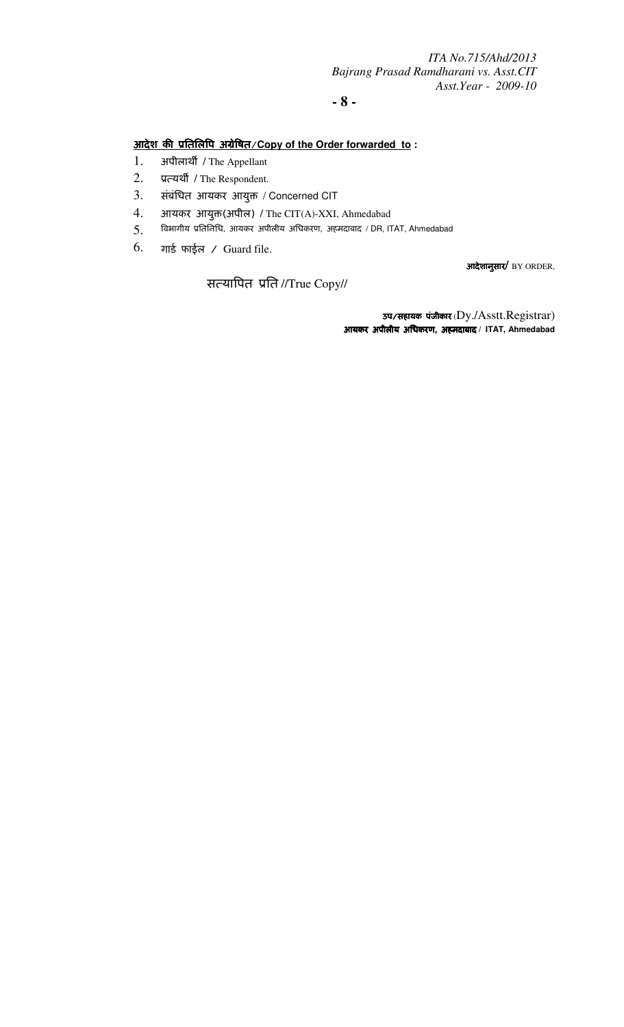**आदेश की प्रतिलिपि अग्रेषित/Copy of the Order forwarded to :**

1. अपीलार्थी / The Appellant
2. प्रत्यर्थी / The Respondent.
3. संबंधित आयकर आयुक्त / Concerned CIT
4. आयकर आयुक्त(अपील) / The CIT(A)-XXI, Ahmedabad
5. विभागीय प्रतिनिधि, आयकर अपीलीय अधिकरण, अहमदाबाद / DR, ITAT, Ahmedabad
6. गार्ड फाईल / Guard file.

**आदेशानुसार/** BY ORDER,

सत्यापित प्रति //True Copy//

**उप/सहायक पंजीकार** (Dy./Asstt.Registrar)
**आयकर अपीलीय अधिकरण, अहमदाबाद / ITAT, Ahmedabad**